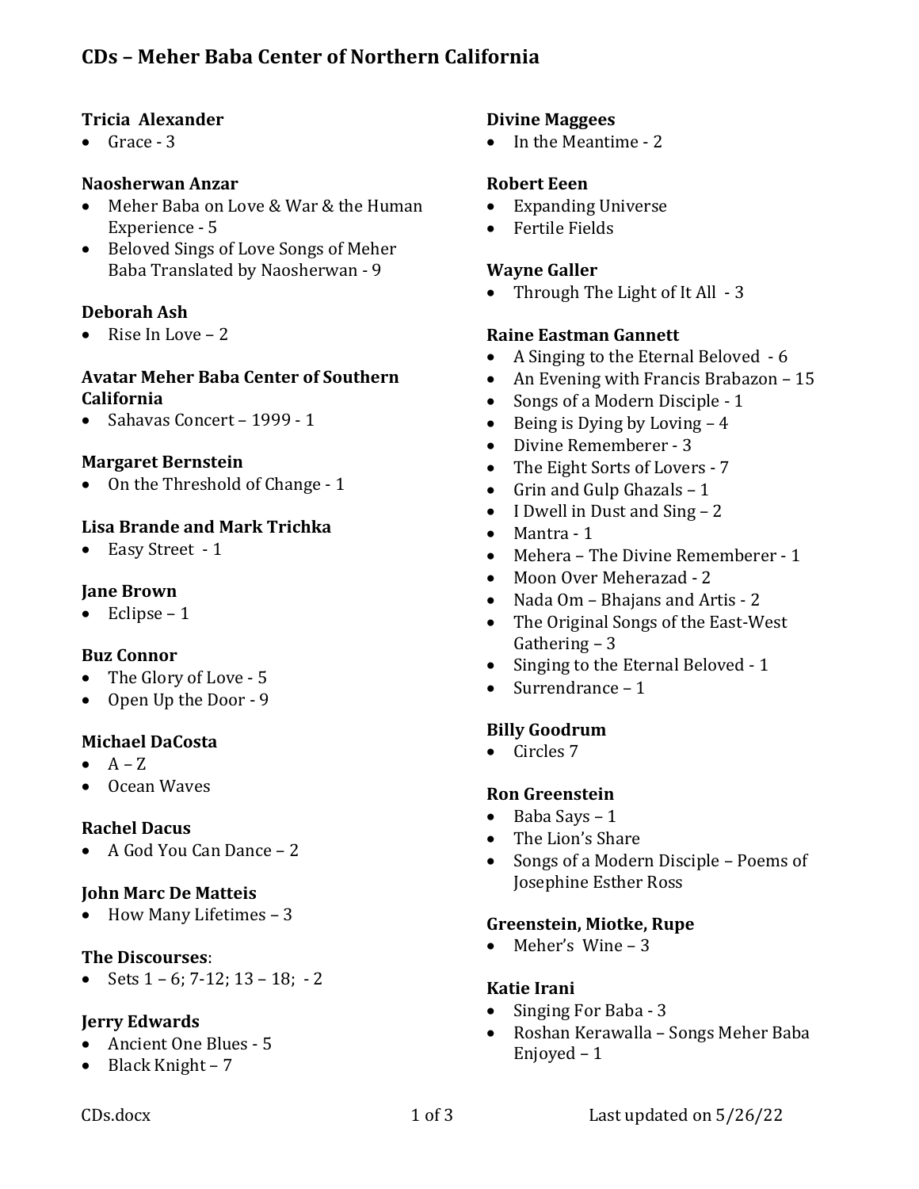# CDs – Meher Baba Center of Northern California

**Tricia Alexander**

- Grace - 3

**Naosherwan Anzar**

- Meher Baba on Love & War & the Human Experience - 5
- Beloved Sings of Love Songs of Meher Baba Translated by Naosherwan - 9

**Deborah Ash**

- Rise In Love – 2

**Avatar Meher Baba Center of Southern California**

- Sahavas Concert – 1999 - 1

**Margaret Bernstein**

- On the Threshold of Change - 1

**Lisa Brande and Mark Trichka**

- Easy Street - 1

**Jane Brown**

- Eclipse – 1

**Buz Connor**

- The Glory of Love - 5
- Open Up the Door - 9

**Michael DaCosta**

- A – Z
- Ocean Waves

**Rachel Dacus**

- A God You Can Dance – 2

**John Marc De Matteis**

- How Many Lifetimes – 3

**The Discourses**:

- Sets 1 – 6; 7-12; 13 – 18; - 2

**Jerry Edwards**

- Ancient One Blues - 5
- Black Knight – 7

**Divine Maggees**

- In the Meantime - 2

**Robert Eeen**

- Expanding Universe
- Fertile Fields

**Wayne Galler**

- Through The Light of It All - 3

**Raine Eastman Gannett**

- A Singing to the Eternal Beloved - 6
- An Evening with Francis Brabazon – 15
- Songs of a Modern Disciple - 1
- Being is Dying by Loving – 4
- Divine Rememberer - 3
- The Eight Sorts of Lovers - 7
- Grin and Gulp Ghazals – 1
- I Dwell in Dust and Sing – 2
- Mantra - 1
- Mehera – The Divine Rememberer - 1
- Moon Over Meherazad - 2
- Nada Om – Bhajans and Artis - 2
- The Original Songs of the East-West Gathering – 3
- Singing to the Eternal Beloved - 1
- Surrendrance – 1

**Billy Goodrum**

- Circles 7

**Ron Greenstein**

- Baba Says – 1
- The Lion's Share
- Songs of a Modern Disciple – Poems of Josephine Esther Ross

**Greenstein, Miotke, Rupe**

- Meher's Wine – 3

**Katie Irani**

- Singing For Baba - 3
- Roshan Kerawalla – Songs Meher Baba Enjoyed – 1

CDs.docx — Last updated on 5/26/22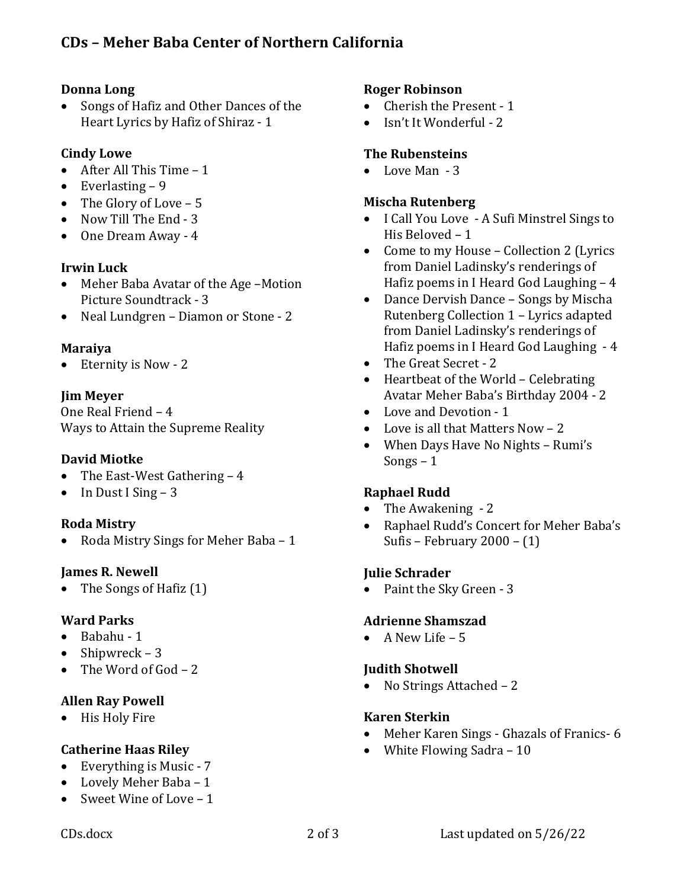# CDs – Meher Baba Center of Northern California

**Donna Long**

- Songs of Hafiz and Other Dances of the Heart Lyrics by Hafiz of Shiraz - 1

**Cindy Lowe**

- After All This Time – 1
- Everlasting – 9
- The Glory of Love – 5
- Now Till The End - 3
- One Dream Away - 4

**Irwin Luck**

- Meher Baba Avatar of the Age –Motion Picture Soundtrack - 3
- Neal Lundgren – Diamon or Stone - 2

**Maraiya**

- Eternity is Now - 2

**Jim Meyer**

One Real Friend – 4
Ways to Attain the Supreme Reality

**David Miotke**

- The East-West Gathering – 4
- In Dust I Sing – 3

**Roda Mistry**

- Roda Mistry Sings for Meher Baba – 1

**James R. Newell**

- The Songs of Hafiz (1)

**Ward Parks**

- Babahu - 1
- Shipwreck – 3
- The Word of God – 2

**Allen Ray Powell**

- His Holy Fire

**Catherine Haas Riley**

- Everything is Music - 7
- Lovely Meher Baba – 1
- Sweet Wine of Love – 1

**Roger Robinson**

- Cherish the Present - 1
- Isn't It Wonderful - 2

**The Rubensteins**

- Love Man - 3

**Mischa Rutenberg**

- I Call You Love - A Sufi Minstrel Sings to His Beloved – 1
- Come to my House – Collection 2 (Lyrics from Daniel Ladinsky's renderings of Hafiz poems in I Heard God Laughing – 4
- Dance Dervish Dance – Songs by Mischa Rutenberg Collection 1 – Lyrics adapted from Daniel Ladinsky's renderings of Hafiz poems in I Heard God Laughing - 4
- The Great Secret - 2
- Heartbeat of the World – Celebrating Avatar Meher Baba's Birthday 2004 - 2
- Love and Devotion - 1
- Love is all that Matters Now – 2
- When Days Have No Nights – Rumi's Songs – 1

**Raphael Rudd**

- The Awakening - 2
- Raphael Rudd's Concert for Meher Baba's Sufis – February 2000 – (1)

**Julie Schrader**

- Paint the Sky Green - 3

**Adrienne Shamszad**

- A New Life – 5

**Judith Shotwell**

- No Strings Attached – 2

**Karen Sterkin**

- Meher Karen Sings - Ghazals of Franics- 6
- White Flowing Sadra – 10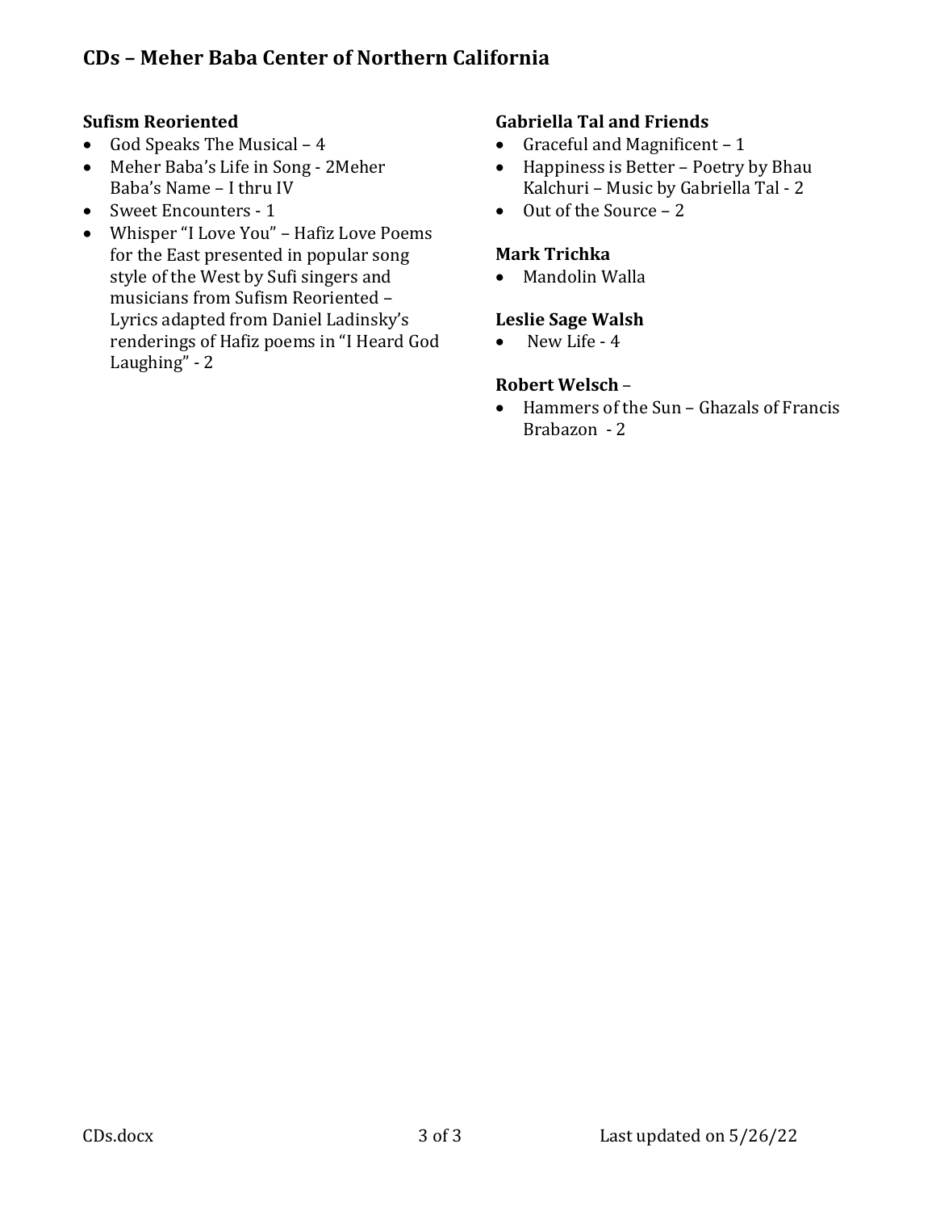## CDs – Meher Baba Center of Northern California

### Sufism Reoriented

- God Speaks The Musical – 4
- Meher Baba's Life in Song - 2Meher Baba's Name – I thru IV
- Sweet Encounters - 1
- Whisper "I Love You" – Hafiz Love Poems for the East presented in popular song style of the West by Sufi singers and musicians from Sufism Reoriented – Lyrics adapted from Daniel Ladinsky's renderings of Hafiz poems in "I Heard God Laughing" - 2

### Gabriella Tal and Friends

- Graceful and Magnificent – 1
- Happiness is Better – Poetry by Bhau Kalchuri – Music by Gabriella Tal - 2
- Out of the Source – 2

### Mark Trichka

- Mandolin Walla

### Leslie Sage Walsh

- New Life - 4

### Robert Welsch –

- Hammers of the Sun – Ghazals of Francis Brabazon - 2

CDs.docx

Last updated on 5/26/22